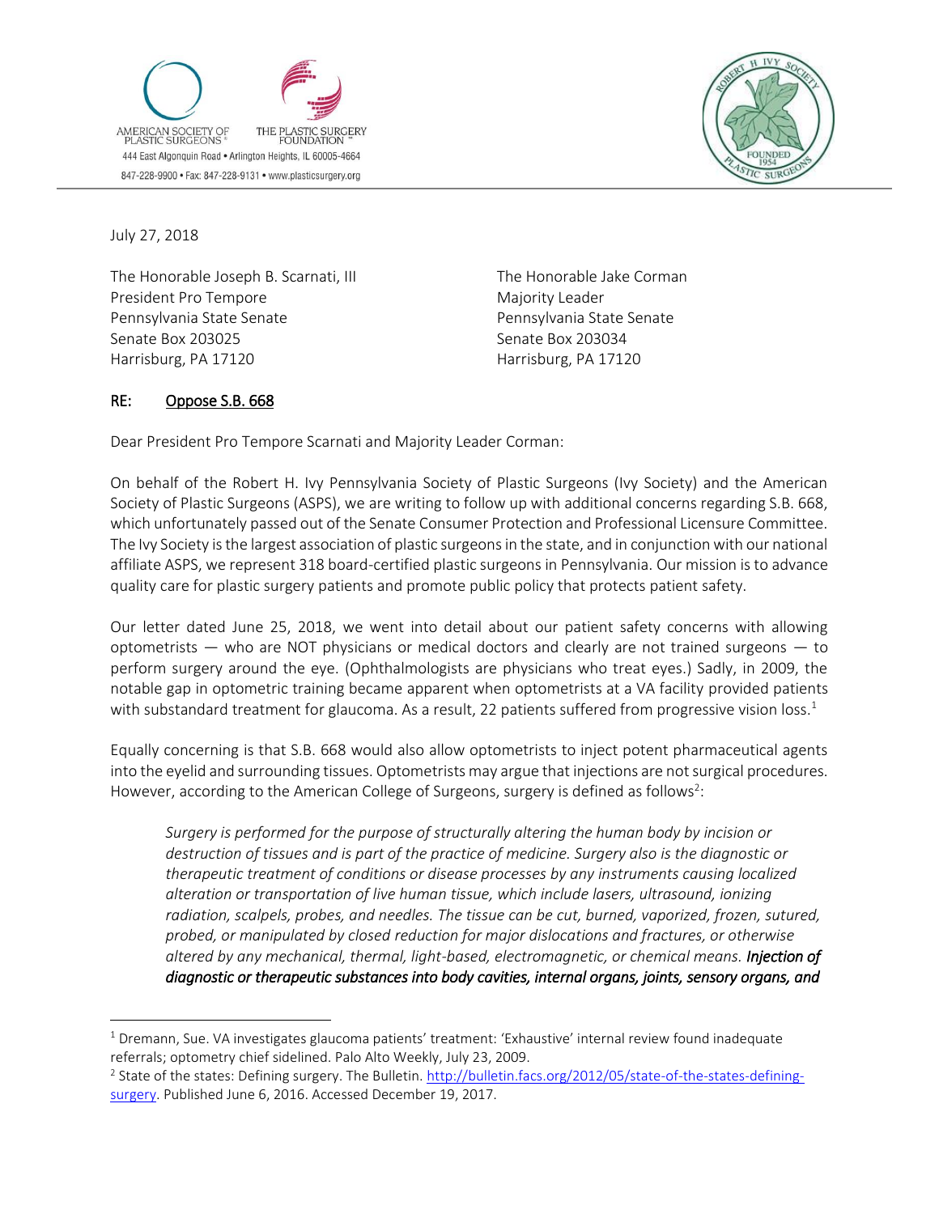AMERICAN SOCIETY OF PLASTIC SURGEONS® | THE PLASTIC SURGERY FOUNDATION™

444 East Algonquin Road • Arlington Heights, IL 60005-4664

847-228-9900 • Fax: 847-228-9131 • www.plasticsurgery.org

ROBERT H. IVY SOCIETY — FOUNDED 1954 — PLASTIC SURGEONS

July 27, 2018

The Honorable Joseph B. Scarnati, III
President Pro Tempore
Pennsylvania State Senate
Senate Box 203025
Harrisburg, PA 17120

The Honorable Jake Corman
Majority Leader
Pennsylvania State Senate
Senate Box 203034
Harrisburg, PA 17120

RE: Oppose S.B. 668

Dear President Pro Tempore Scarnati and Majority Leader Corman:

On behalf of the Robert H. Ivy Pennsylvania Society of Plastic Surgeons (Ivy Society) and the American Society of Plastic Surgeons (ASPS), we are writing to follow up with additional concerns regarding S.B. 668, which unfortunately passed out of the Senate Consumer Protection and Professional Licensure Committee. The Ivy Society is the largest association of plastic surgeons in the state, and in conjunction with our national affiliate ASPS, we represent 318 board-certified plastic surgeons in Pennsylvania. Our mission is to advance quality care for plastic surgery patients and promote public policy that protects patient safety.

Our letter dated June 25, 2018, we went into detail about our patient safety concerns with allowing optometrists — who are NOT physicians or medical doctors and clearly are not trained surgeons — to perform surgery around the eye. (Ophthalmologists are physicians who treat eyes.) Sadly, in 2009, the notable gap in optometric training became apparent when optometrists at a VA facility provided patients with substandard treatment for glaucoma. As a result, 22 patients suffered from progressive vision loss.[1]

Equally concerning is that S.B. 668 would also allow optometrists to inject potent pharmaceutical agents into the eyelid and surrounding tissues. Optometrists may argue that injections are not surgical procedures. However, according to the American College of Surgeons, surgery is defined as follows[2]:

> *Surgery is performed for the purpose of structurally altering the human body by incision or destruction of tissues and is part of the practice of medicine. Surgery also is the diagnostic or therapeutic treatment of conditions or disease processes by any instruments causing localized alteration or transportation of live human tissue, which include lasers, ultrasound, ionizing radiation, scalpels, probes, and needles. The tissue can be cut, burned, vaporized, frozen, sutured, probed, or manipulated by closed reduction for major dislocations and fractures, or otherwise altered by any mechanical, thermal, light-based, electromagnetic, or chemical means.* ***Injection of diagnostic or therapeutic substances into body cavities, internal organs, joints, sensory organs, and***

---

[1] Dremann, Sue. VA investigates glaucoma patients' treatment: 'Exhaustive' internal review found inadequate referrals; optometry chief sidelined. Palo Alto Weekly, July 23, 2009.

[2] State of the states: Defining surgery. The Bulletin. http://bulletin.facs.org/2012/05/state-of-the-states-defining-surgery. Published June 6, 2016. Accessed December 19, 2017.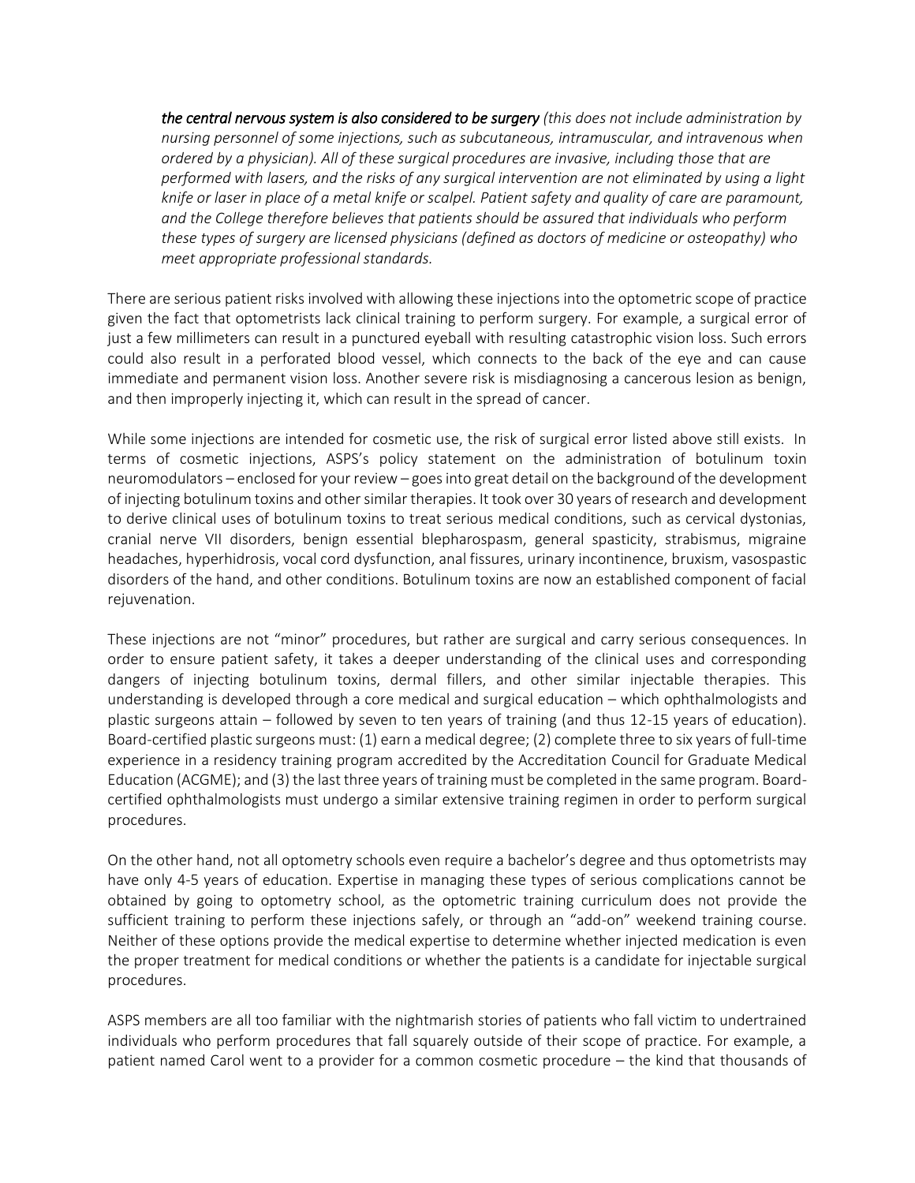> ***the central nervous system is also considered to be surgery*** *(this does not include administration by nursing personnel of some injections, such as subcutaneous, intramuscular, and intravenous when ordered by a physician). All of these surgical procedures are invasive, including those that are performed with lasers, and the risks of any surgical intervention are not eliminated by using a light knife or laser in place of a metal knife or scalpel. Patient safety and quality of care are paramount, and the College therefore believes that patients should be assured that individuals who perform these types of surgery are licensed physicians (defined as doctors of medicine or osteopathy) who meet appropriate professional standards.*

There are serious patient risks involved with allowing these injections into the optometric scope of practice given the fact that optometrists lack clinical training to perform surgery. For example, a surgical error of just a few millimeters can result in a punctured eyeball with resulting catastrophic vision loss. Such errors could also result in a perforated blood vessel, which connects to the back of the eye and can cause immediate and permanent vision loss. Another severe risk is misdiagnosing a cancerous lesion as benign, and then improperly injecting it, which can result in the spread of cancer.

While some injections are intended for cosmetic use, the risk of surgical error listed above still exists. In terms of cosmetic injections, ASPS's policy statement on the administration of botulinum toxin neuromodulators – enclosed for your review – goes into great detail on the background of the development of injecting botulinum toxins and other similar therapies. It took over 30 years of research and development to derive clinical uses of botulinum toxins to treat serious medical conditions, such as cervical dystonias, cranial nerve VII disorders, benign essential blepharospasm, general spasticity, strabismus, migraine headaches, hyperhidrosis, vocal cord dysfunction, anal fissures, urinary incontinence, bruxism, vasospastic disorders of the hand, and other conditions. Botulinum toxins are now an established component of facial rejuvenation.

These injections are not "minor" procedures, but rather are surgical and carry serious consequences. In order to ensure patient safety, it takes a deeper understanding of the clinical uses and corresponding dangers of injecting botulinum toxins, dermal fillers, and other similar injectable therapies. This understanding is developed through a core medical and surgical education – which ophthalmologists and plastic surgeons attain – followed by seven to ten years of training (and thus 12-15 years of education). Board-certified plastic surgeons must: (1) earn a medical degree; (2) complete three to six years of full-time experience in a residency training program accredited by the Accreditation Council for Graduate Medical Education (ACGME); and (3) the last three years of training must be completed in the same program. Board-certified ophthalmologists must undergo a similar extensive training regimen in order to perform surgical procedures.

On the other hand, not all optometry schools even require a bachelor's degree and thus optometrists may have only 4-5 years of education. Expertise in managing these types of serious complications cannot be obtained by going to optometry school, as the optometric training curriculum does not provide the sufficient training to perform these injections safely, or through an "add-on" weekend training course. Neither of these options provide the medical expertise to determine whether injected medication is even the proper treatment for medical conditions or whether the patients is a candidate for injectable surgical procedures.

ASPS members are all too familiar with the nightmarish stories of patients who fall victim to undertrained individuals who perform procedures that fall squarely outside of their scope of practice. For example, a patient named Carol went to a provider for a common cosmetic procedure – the kind that thousands of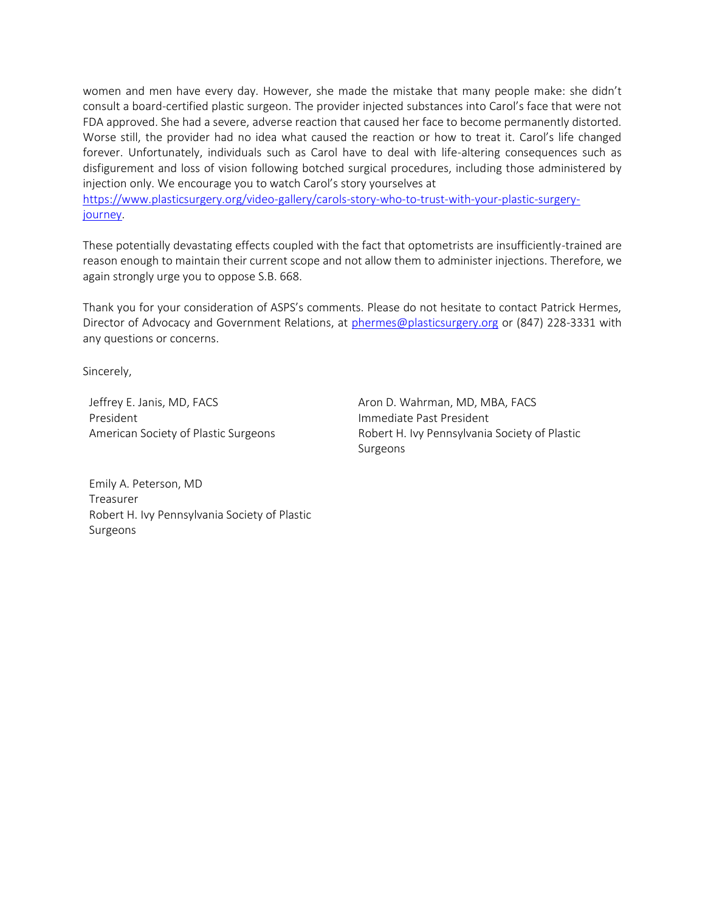women and men have every day. However, she made the mistake that many people make: she didn't consult a board-certified plastic surgeon. The provider injected substances into Carol's face that were not FDA approved. She had a severe, adverse reaction that caused her face to become permanently distorted. Worse still, the provider had no idea what caused the reaction or how to treat it. Carol's life changed forever. Unfortunately, individuals such as Carol have to deal with life-altering consequences such as disfigurement and loss of vision following botched surgical procedures, including those administered by injection only. We encourage you to watch Carol's story yourselves at [https://www.plasticsurgery.org/video-gallery/carols-story-who-to-trust-with-your-plastic-surgery-journey](https://www.plasticsurgery.org/video-gallery/carols-story-who-to-trust-with-your-plastic-surgery-journey).

These potentially devastating effects coupled with the fact that optometrists are insufficiently-trained are reason enough to maintain their current scope and not allow them to administer injections. Therefore, we again strongly urge you to oppose S.B. 668.

Thank you for your consideration of ASPS's comments. Please do not hesitate to contact Patrick Hermes, Director of Advocacy and Government Relations, at [phermes@plasticsurgery.org](mailto:phermes@plasticsurgery.org) or (847) 228-3331 with any questions or concerns.

Sincerely,

Jeffrey E. Janis, MD, FACS
President
American Society of Plastic Surgeons

Aron D. Wahrman, MD, MBA, FACS
Immediate Past President
Robert H. Ivy Pennsylvania Society of Plastic Surgeons

Emily A. Peterson, MD
Treasurer
Robert H. Ivy Pennsylvania Society of Plastic Surgeons